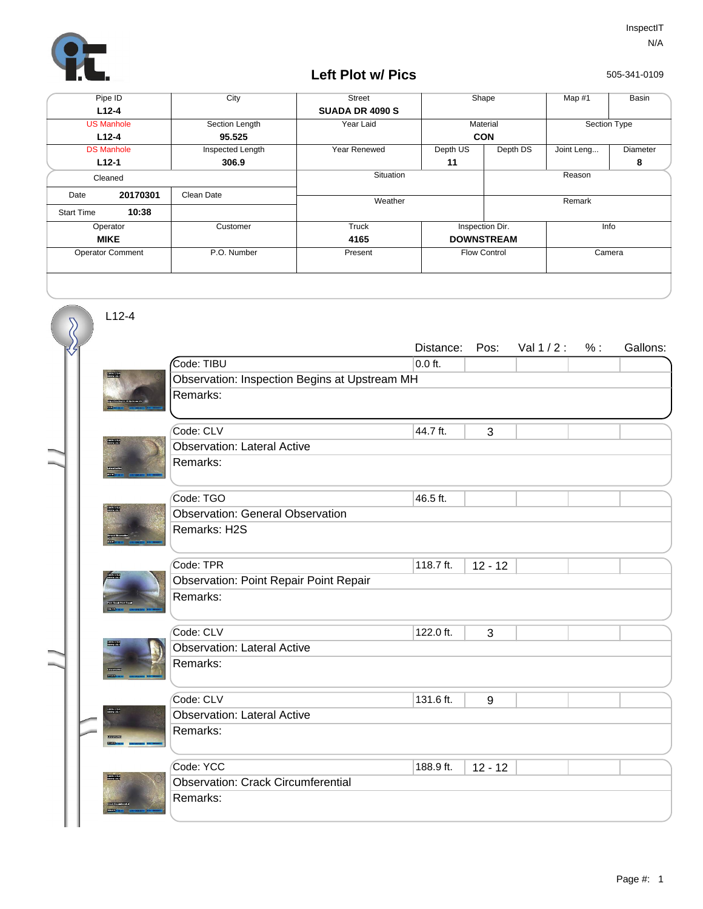InspectIT
N/A

## Left Plot w/ Pics

505-341-0109

| Pipe ID | City | Street | Shape | | Map #1 | Basin |
|---|---|---|---|---|---|---|
| **L12-4** | | **SUADA DR 4090 S** | | | | |
| US Manhole | Section Length | Year Laid | Material | | Section Type | |
| **L12-4** | **95.525** | | **CON** | | | |
| DS Manhole | Inspected Length | Year Renewed | Depth US | Depth DS | Joint Leng... | Diameter |
| **L12-1** | **306.9** | | **11** | | | **8** |

| Cleaned | | Situation | Reason |
|---|---|---|---|
| Date **20170301** | Clean Date | Weather | Remark |
| Start Time **10:38** | | | |

| Operator | Customer | Truck | Inspection Dir. | Info |
|---|---|---|---|---|
| **MIKE** | | **4165** | **DOWNSTREAM** | |
| Operator Comment | P.O. Number | Present | Flow Control | Camera |

L12-4

| Code | Distance: | Pos: | Val 1 / 2 : | % : | Gallons: |
|---|---|---|---|---|---|
| Code: TIBU<br>Observation: Inspection Begins at Upstream MH<br>Remarks: | 0.0 ft. | | | | |
| Code: CLV<br>Observation: Lateral Active<br>Remarks: | 44.7 ft. | 3 | | | |
| Code: TGO<br>Observation: General Observation<br>Remarks: H2S | 46.5 ft. | | | | |
| Code: TPR<br>Observation: Point Repair Point Repair<br>Remarks: | 118.7 ft. | 12 - 12 | | | |
| Code: CLV<br>Observation: Lateral Active<br>Remarks: | 122.0 ft. | 3 | | | |
| Code: CLV<br>Observation: Lateral Active<br>Remarks: | 131.6 ft. | 9 | | | |
| Code: YCC<br>Observation: Crack Circumferential<br>Remarks: | 188.9 ft. | 12 - 12 | | | |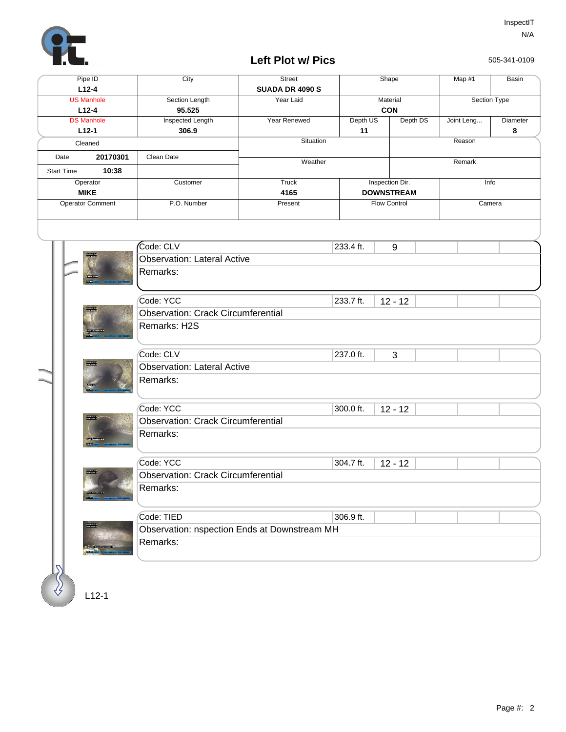InspectIT
N/A

## Left Plot w/ Pics

505-341-0109

| Pipe ID | City | Street | Shape | | Map #1 | Basin |
|---|---|---|---|---|---|---|
| L12-4 | | SUADA DR 4090 S | | | | |
| US Manhole | Section Length | Year Laid | Material | | Section Type | |
| L12-4 | 95.525 | | CON | | | |
| DS Manhole | Inspected Length | Year Renewed | Depth US | Depth DS | Joint Leng... | Diameter |
| L12-1 | 306.9 | | 11 | | | 8 |

| Cleaned | | Situation | Reason |
|---|---|---|---|
| Date 20170301 | Clean Date | Weather | Remark |
| Start Time 10:38 | | | |

| Operator | Customer | Truck | Inspection Dir. | Info |
|---|---|---|---|---|
| MIKE | | 4165 | DOWNSTREAM | |
| Operator Comment | P.O. Number | Present | Flow Control | Camera |

| Code | Distance | Clock | Observation | Remarks |
|---|---|---|---|---|
| CLV | 233.4 ft. | 9 | Lateral Active | |
| YCC | 233.7 ft. | 12 - 12 | Crack Circumferential | H2S |
| CLV | 237.0 ft. | 3 | Lateral Active | |
| YCC | 300.0 ft. | 12 - 12 | Crack Circumferential | |
| YCC | 304.7 ft. | 12 - 12 | Crack Circumferential | |
| TIED | 306.9 ft. | | nspection Ends at Downstream MH | |

L12-1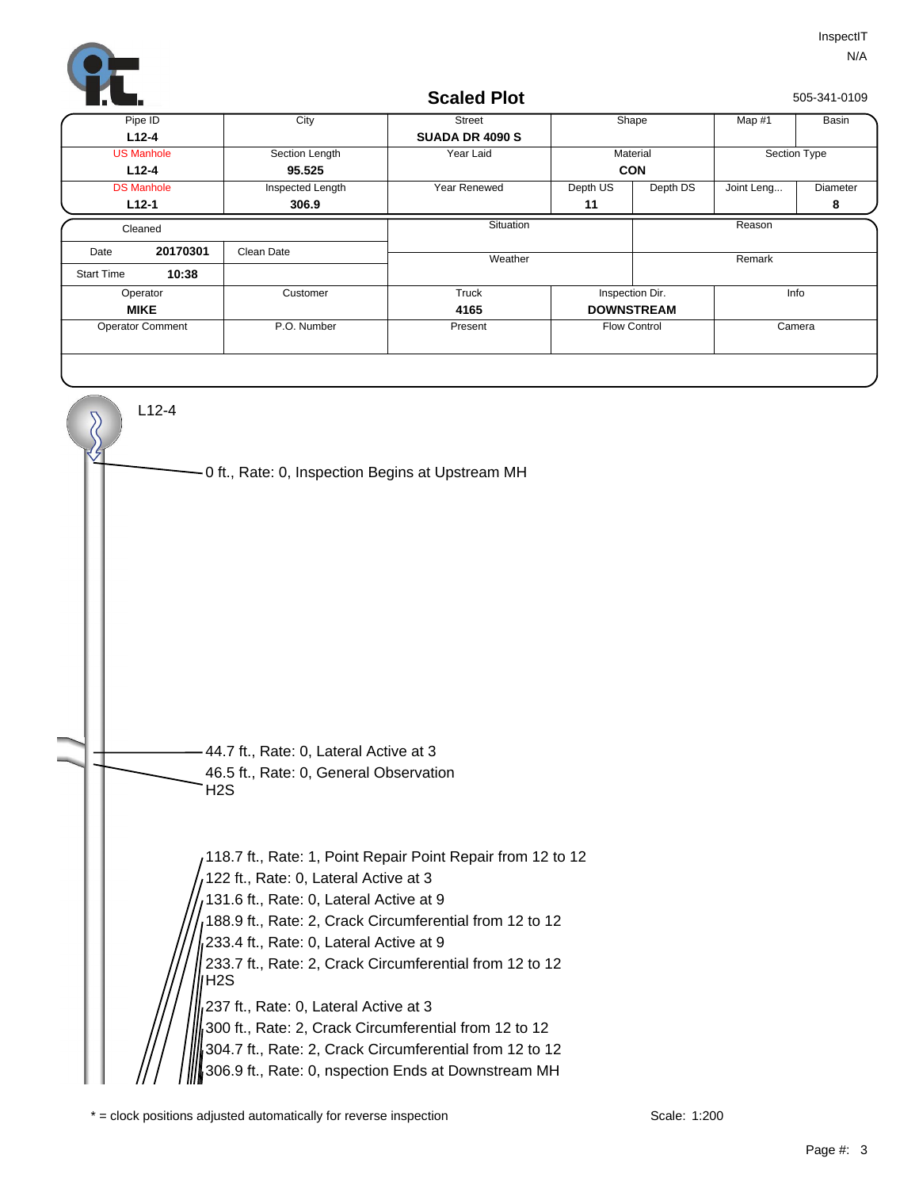InspectIT
N/A

# Scaled Plot

505-341-0109

| Pipe ID | City | Street | Shape | | Map #1 | Basin |
|---|---|---|---|---|---|---|
| **L12-4** | | **SUADA DR 4090 S** | | | | |
| US Manhole | Section Length | Year Laid | Material | | Section Type | |
| **L12-4** | **95.525** | | **CON** | | | |
| DS Manhole | Inspected Length | Year Renewed | Depth US | Depth DS | Joint Leng... | Diameter |
| **L12-1** | **306.9** | | **11** | | | **8** |

| Cleaned | | Situation | Reason |
|---|---|---|---|
| Date **20170301** | Clean Date | Weather | Remark |
| Start Time **10:38** | | | |

| Operator | Customer | Truck | Inspection Dir. | Info |
|---|---|---|---|---|
| **MIKE** | | **4165** | **DOWNSTREAM** | |
| Operator Comment | P.O. Number | Present | Flow Control | Camera |
| | | | | |

L12-4

- 0 ft., Rate: 0, Inspection Begins at Upstream MH
- 44.7 ft., Rate: 0, Lateral Active at 3
- 46.5 ft., Rate: 0, General Observation H2S
- 118.7 ft., Rate: 1, Point Repair Point Repair from 12 to 12
- 122 ft., Rate: 0, Lateral Active at 3
- 131.6 ft., Rate: 0, Lateral Active at 9
- 188.9 ft., Rate: 2, Crack Circumferential from 12 to 12
- 233.4 ft., Rate: 0, Lateral Active at 9
- 233.7 ft., Rate: 2, Crack Circumferential from 12 to 12 H2S
- 237 ft., Rate: 0, Lateral Active at 3
- 300 ft., Rate: 2, Crack Circumferential from 12 to 12
- 304.7 ft., Rate: 2, Crack Circumferential from 12 to 12
- 306.9 ft., Rate: 0, nspection Ends at Downstream MH

* = clock positions adjusted automatically for reverse inspection

Scale: 1:200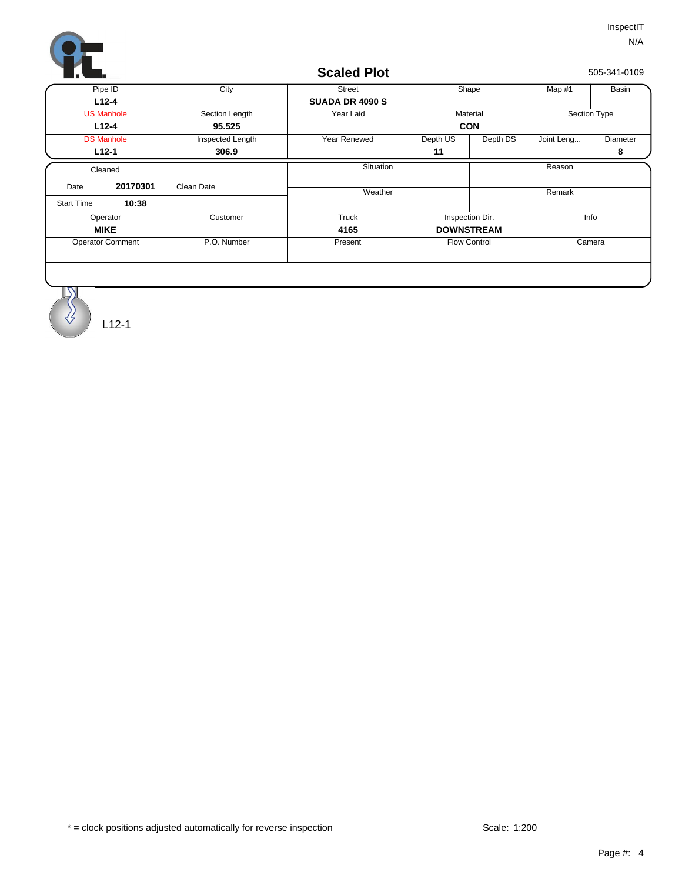InspectIT
N/A

## Scaled Plot

505-341-0109

| Pipe ID | City | Street | Shape | | Map #1 | Basin |
|---|---|---|---|---|---|---|
| **L12-4** | | **SUADA DR 4090 S** | | | | |
| US Manhole | Section Length | Year Laid | Material | | Section Type | |
| **L12-4** | **95.525** | | **CON** | | | |
| DS Manhole | Inspected Length | Year Renewed | Depth US | Depth DS | Joint Leng... | Diameter |
| **L12-1** | **306.9** | | **11** | | | **8** |

| Cleaned | | | Situation | Reason |
|---|---|---|---|---|
| Date | **20170301** | Clean Date | Weather | Remark |
| Start Time | **10:38** | | | |

| Operator | Customer | Truck | Inspection Dir. | Info |
|---|---|---|---|---|
| **MIKE** | | **4165** | **DOWNSTREAM** | |
| Operator Comment | P.O. Number | Present | Flow Control | Camera |

L12-1

* = clock positions adjusted automatically for reverse inspection

Scale: 1:200